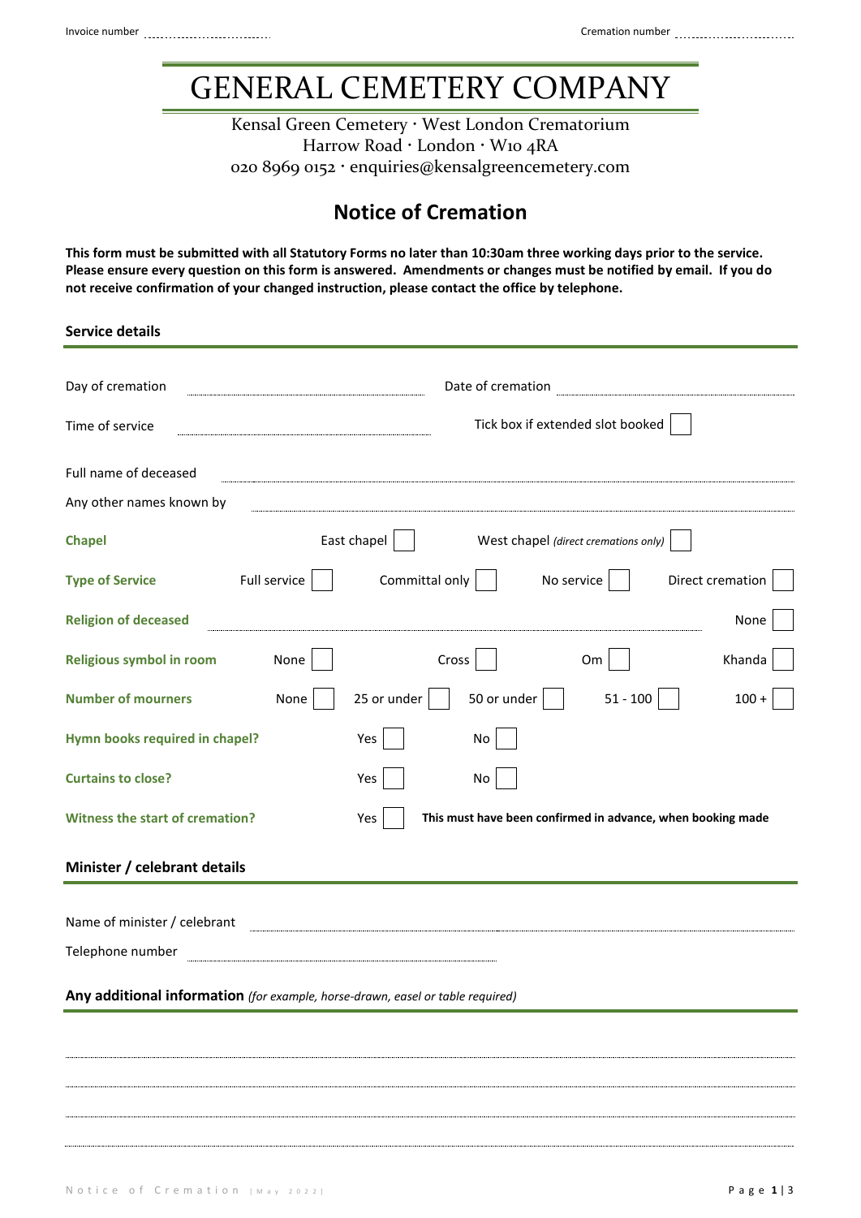Invoice number ..............................  Cremation number ..............................

# GENERAL CEMETERY COMPANY

Kensal Green Cemetery · West London Crematorium
Harrow Road · London · W10 4RA
020 8969 0152 · enquiries@kensalgreencemetery.com

## Notice of Cremation

**This form must be submitted with all Statutory Forms no later than 10:30am three working days prior to the service. Please ensure every question on this form is answered. Amendments or changes must be notified by email. If you do not receive confirmation of your changed instruction, please contact the office by telephone.**

### Service details

Day of cremation .............................. Date of cremation ..............................

Time of service .............................. Tick box if extended slot booked ☐

Full name of deceased ..............................

Any other names known by ..............................

**Chapel** East chapel ☐ West chapel *(direct cremations only)* ☐

**Type of Service** Full service ☐ Committal only ☐ No service ☐ Direct cremation ☐

**Religion of deceased** .............................. None ☐

**Religious symbol in room** None ☐ Cross ☐ Om ☐ Khanda ☐

**Number of mourners** None ☐ 25 or under ☐ 50 or under ☐ 51 - 100 ☐ 100 + ☐

**Hymn books required in chapel?** Yes ☐ No ☐

**Curtains to close?** Yes ☐ No ☐

**Witness the start of cremation?** Yes ☐ **This must have been confirmed in advance, when booking made**

### Minister / celebrant details

Name of minister / celebrant ..............................

Telephone number ..............................

### Any additional information *(for example, horse-drawn, easel or table required)*

..............................

..............................

..............................

..............................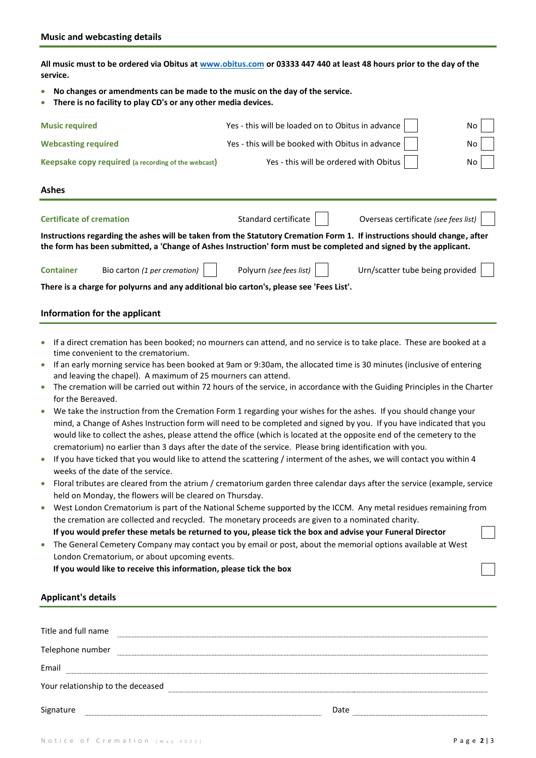## Music and webcasting details

**All music must to be ordered via Obitus at www.obitus.com or 03333 447 440 at least 48 hours prior to the day of the service.**

- **No changes or amendments can be made to the music on the day of the service.**
- **There is no facility to play CD's or any other media devices.**

| | | |
|---|---|---|
| Music required | Yes - this will be loaded on to Obitus in advance ☐ | No ☐ |
| Webcasting required | Yes - this will be booked with Obitus in advance ☐ | No ☐ |
| Keepsake copy required (a recording of the webcast) | Yes - this will be ordered with Obitus ☐ | No ☐ |

## Ashes

| | | |
|---|---|---|
| Certificate of cremation | Standard certificate ☐ | Overseas certificate *(see fees list)* ☐ |

**Instructions regarding the ashes will be taken from the Statutory Cremation Form 1. If instructions should change, after the form has been submitted, a 'Change of Ashes Instruction' form must be completed and signed by the applicant.**

| | | | |
|---|---|---|---|
| Container | Bio carton *(1 per cremation)* ☐ | Polyurn *(see fees list)* ☐ | Urn/scatter tube being provided ☐ |

**There is a charge for polyurns and any additional bio carton's, please see 'Fees List'.**

## Information for the applicant

- If a direct cremation has been booked; no mourners can attend, and no service is to take place. These are booked at a time convenient to the crematorium.
- If an early morning service has been booked at 9am or 9:30am, the allocated time is 30 minutes (inclusive of entering and leaving the chapel). A maximum of 25 mourners can attend.
- The cremation will be carried out within 72 hours of the service, in accordance with the Guiding Principles in the Charter for the Bereaved.
- We take the instruction from the Cremation Form 1 regarding your wishes for the ashes. If you should change your mind, a Change of Ashes Instruction form will need to be completed and signed by you. If you have indicated that you would like to collect the ashes, please attend the office (which is located at the opposite end of the cemetery to the crematorium) no earlier than 3 days after the date of the service. Please bring identification with you.
- If you have ticked that you would like to attend the scattering / interment of the ashes, we will contact you within 4 weeks of the date of the service.
- Floral tributes are cleared from the atrium / crematorium garden three calendar days after the service (example, service held on Monday, the flowers will be cleared on Thursday.
- West London Crematorium is part of the National Scheme supported by the ICCM. Any metal residues remaining from the cremation are collected and recycled. The monetary proceeds are given to a nominated charity.
  **If you would prefer these metals be returned to you, please tick the box and advise your Funeral Director** ☐
- The General Cemetery Company may contact you by email or post, about the memorial options available at West London Crematorium, or about upcoming events.
  **If you would like to receive this information, please tick the box** ☐

## Applicant's details

Title and full name ..............................................................

Telephone number ..............................................................

Email ..............................................................

Your relationship to the deceased ..............................................................

Signature .............................................................. Date ..............................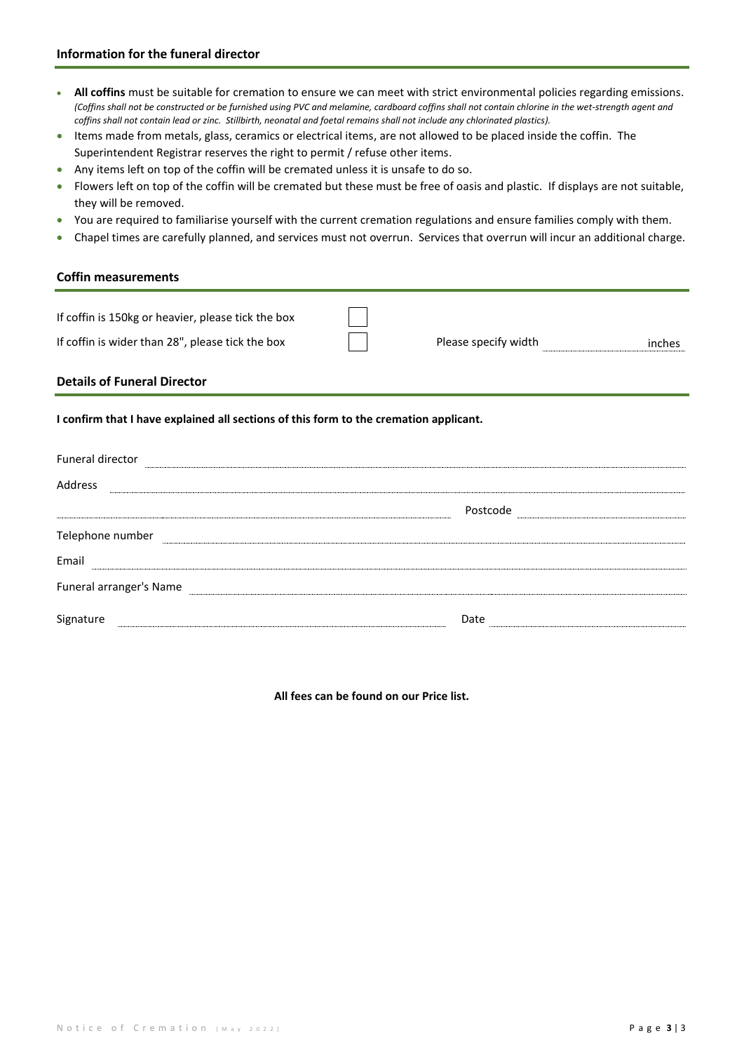## Information for the funeral director

- **All coffins** must be suitable for cremation to ensure we can meet with strict environmental policies regarding emissions. *(Coffins shall not be constructed or be furnished using PVC and melamine, cardboard coffins shall not contain chlorine in the wet-strength agent and coffins shall not contain lead or zinc. Stillbirth, neonatal and foetal remains shall not include any chlorinated plastics).*
- Items made from metals, glass, ceramics or electrical items, are not allowed to be placed inside the coffin. The Superintendent Registrar reserves the right to permit / refuse other items.
- Any items left on top of the coffin will be cremated unless it is unsafe to do so.
- Flowers left on top of the coffin will be cremated but these must be free of oasis and plastic. If displays are not suitable, they will be removed.
- You are required to familiarise yourself with the current cremation regulations and ensure families comply with them.
- Chapel times are carefully planned, and services must not overrun. Services that overrun will incur an additional charge.

## Coffin measurements

If coffin is 150kg or heavier, please tick the box ☐

If coffin is wider than 28", please tick the box ☐ Please specify width ________ inches

## Details of Funeral Director

**I confirm that I have explained all sections of this form to the cremation applicant.**

Funeral director ________________________________

Address ________________________________

________________________________ Postcode ________________

Telephone number ________________________________

Email ________________________________

Funeral arranger's Name ________________________________

Signature ________________________________ Date ________________

**All fees can be found on our Price list.**